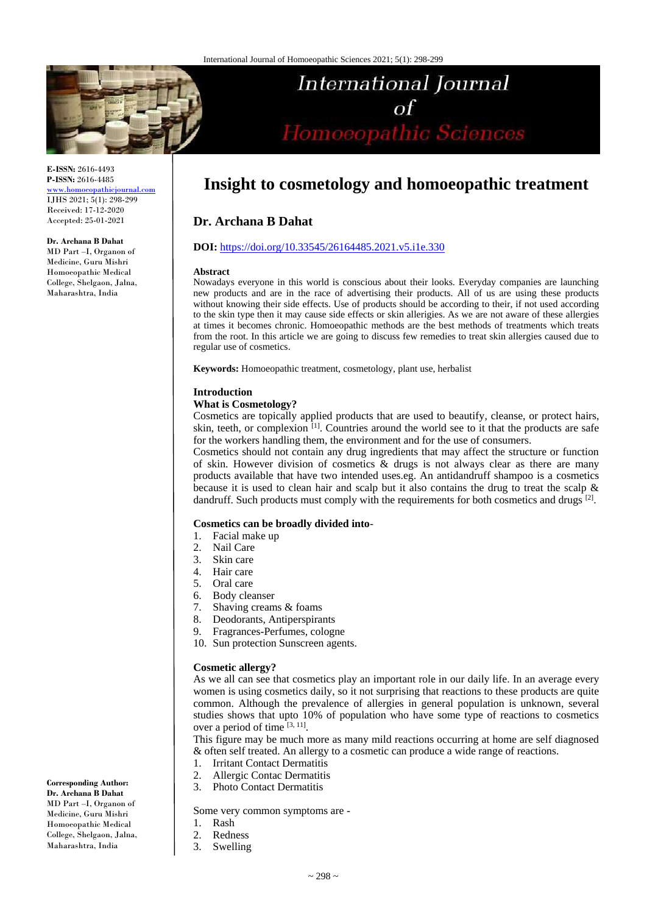**E-ISSN:** 2616-4493
**P-ISSN:** 2616-4485
www.homoeopathicjournal.com
IJHS 2021; 5(1): 298-299
Received: 17-12-2020
Accepted: 25-01-2021

**Dr. Archana B Dahat**
MD Part –I, Organon of Medicine, Guru Mishri Homoeopathic Medical College, Shelgaon, Jalna, Maharashtra, India

**Corresponding Author:**
**Dr. Archana B Dahat**
MD Part –I, Organon of Medicine, Guru Mishri Homoeopathic Medical College, Shelgaon, Jalna, Maharashtra, India

# Insight to cosmetology and homoeopathic treatment

## Dr. Archana B Dahat

**DOI:** https://doi.org/10.33545/26164485.2021.v5.i1e.330

**Abstract**

Nowadays everyone in this world is conscious about their looks. Everyday companies are launching new products and are in the race of advertising their products. All of us are using these products without knowing their side effects. Use of products should be according to their, if not used according to the skin type then it may cause side effects or skin allerigies. As we are not aware of these allergies at times it becomes chronic. Homoeopathic methods are the best methods of treatments which treats from the root. In this article we are going to discuss few remedies to treat skin allergies caused due to regular use of cosmetics.

**Keywords:** Homoeopathic treatment, cosmetology, plant use, herbalist

### Introduction

**What is Cosmetology?**

Cosmetics are topically applied products that are used to beautify, cleanse, or protect hairs, skin, teeth, or complexion [1]. Countries around the world see to it that the products are safe for the workers handling them, the environment and for the use of consumers.

Cosmetics should not contain any drug ingredients that may affect the structure or function of skin. However division of cosmetics & drugs is not always clear as there are many products available that have two intended uses.eg. An antidandruff shampoo is a cosmetics because it is used to clean hair and scalp but it also contains the drug to treat the scalp & dandruff. Such products must comply with the requirements for both cosmetics and drugs [2].

**Cosmetics can be broadly divided into-**

1. Facial make up
2. Nail Care
3. Skin care
4. Hair care
5. Oral care
6. Body cleanser
7. Shaving creams & foams
8. Deodorants, Antiperspirants
9. Fragrances-Perfumes, cologne
10. Sun protection Sunscreen agents.

**Cosmetic allergy?**

As we all can see that cosmetics play an important role in our daily life. In an average every women is using cosmetics daily, so it not surprising that reactions to these products are quite common. Although the prevalence of allergies in general population is unknown, several studies shows that upto 10% of population who have some type of reactions to cosmetics over a period of time [3, 11].

This figure may be much more as many mild reactions occurring at home are self diagnosed & often self treated. An allergy to a cosmetic can produce a wide range of reactions.

1. Irritant Contact Dermatitis
2. Allergic Contac Dermatitis
3. Photo Contact Dermatitis

Some very common symptoms are -

1. Rash
2. Redness
3. Swelling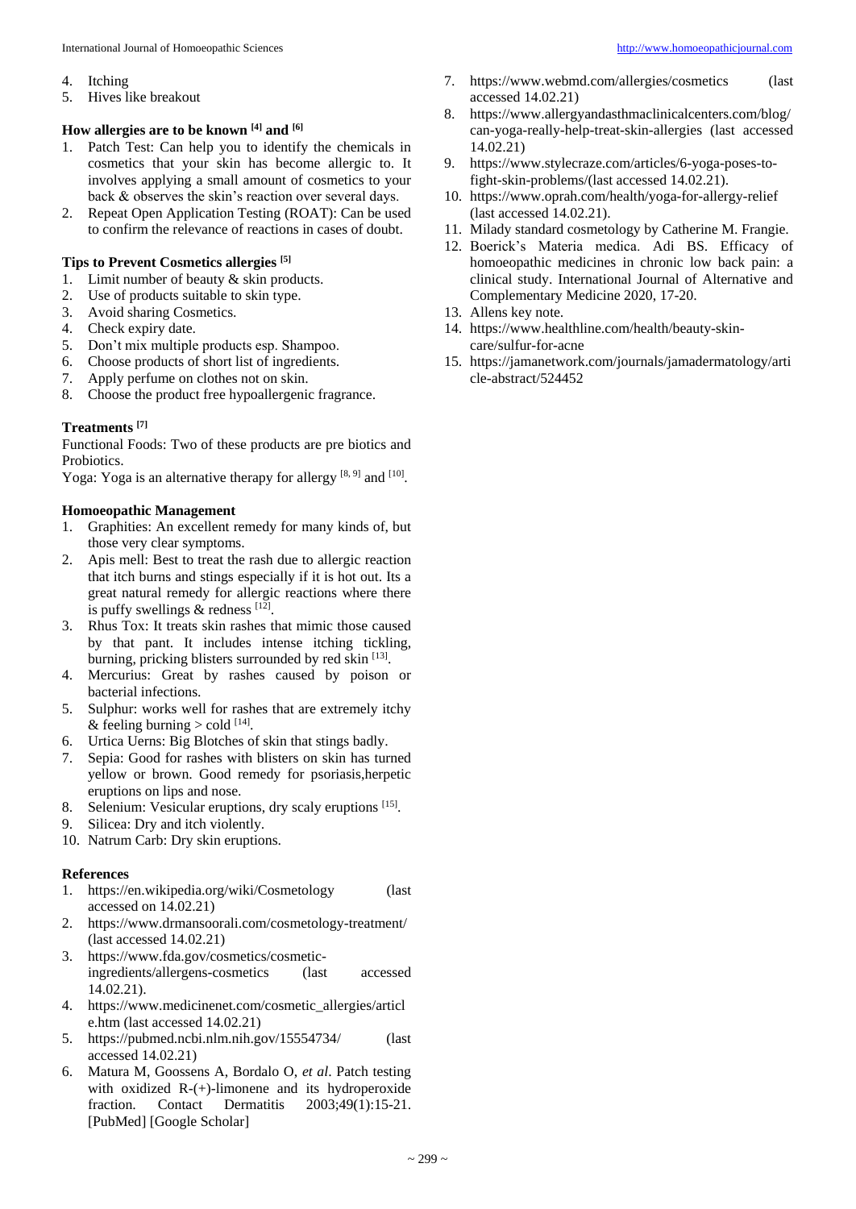4. Itching
5. Hives like breakout

**How allergies are to be known [4] and [6]**

1. Patch Test: Can help you to identify the chemicals in cosmetics that your skin has become allergic to. It involves applying a small amount of cosmetics to your back & observes the skin's reaction over several days.
2. Repeat Open Application Testing (ROAT): Can be used to confirm the relevance of reactions in cases of doubt.

**Tips to Prevent Cosmetics allergies [5]**

1. Limit number of beauty & skin products.
2. Use of products suitable to skin type.
3. Avoid sharing Cosmetics.
4. Check expiry date.
5. Don't mix multiple products esp. Shampoo.
6. Choose products of short list of ingredients.
7. Apply perfume on clothes not on skin.
8. Choose the product free hypoallergenic fragrance.

**Treatments [7]**

Functional Foods: Two of these products are pre biotics and Probiotics.

Yoga: Yoga is an alternative therapy for allergy [8, 9] and [10].

**Homoeopathic Management**

1. Graphities: An excellent remedy for many kinds of, but those very clear symptoms.
2. Apis mell: Best to treat the rash due to allergic reaction that itch burns and stings especially if it is hot out. Its a great natural remedy for allergic reactions where there is puffy swellings & redness [12].
3. Rhus Tox: It treats skin rashes that mimic those caused by that pant. It includes intense itching tickling, burning, pricking blisters surrounded by red skin [13].
4. Mercurius: Great by rashes caused by poison or bacterial infections.
5. Sulphur: works well for rashes that are extremely itchy & feeling burning > cold [14].
6. Urtica Uerns: Big Blotches of skin that stings badly.
7. Sepia: Good for rashes with blisters on skin has turned yellow or brown. Good remedy for psoriasis,herpetic eruptions on lips and nose.
8. Selenium: Vesicular eruptions, dry scaly eruptions [15].
9. Silicea: Dry and itch violently.
10. Natrum Carb: Dry skin eruptions.

**References**

1. https://en.wikipedia.org/wiki/Cosmetology (last accessed on 14.02.21)
2. https://www.drmansoorali.com/cosmetology-treatment/ (last accessed 14.02.21)
3. https://www.fda.gov/cosmetics/cosmetic-ingredients/allergens-cosmetics (last accessed 14.02.21).
4. https://www.medicinenet.com/cosmetic_allergies/article.htm (last accessed 14.02.21)
5. https://pubmed.ncbi.nlm.nih.gov/15554734/ (last accessed 14.02.21)
6. Matura M, Goossens A, Bordalo O, *et al*. Patch testing with oxidized R-(+)-limonene and its hydroperoxide fraction. Contact Dermatitis 2003;49(1):15-21. [PubMed] [Google Scholar]
7. https://www.webmd.com/allergies/cosmetics (last accessed 14.02.21)
8. https://www.allergyandasthmaclinicalcenters.com/blog/can-yoga-really-help-treat-skin-allergies (last accessed 14.02.21)
9. https://www.stylecraze.com/articles/6-yoga-poses-to-fight-skin-problems/(last accessed 14.02.21).
10. https://www.oprah.com/health/yoga-for-allergy-relief (last accessed 14.02.21).
11. Milady standard cosmetology by Catherine M. Frangie.
12. Boerick's Materia medica. Adi BS. Efficacy of homoeopathic medicines in chronic low back pain: a clinical study. International Journal of Alternative and Complementary Medicine 2020, 17-20.
13. Allens key note.
14. https://www.healthline.com/health/beauty-skin-care/sulfur-for-acne
15. https://jamanetwork.com/journals/jamadermatology/article-abstract/524452